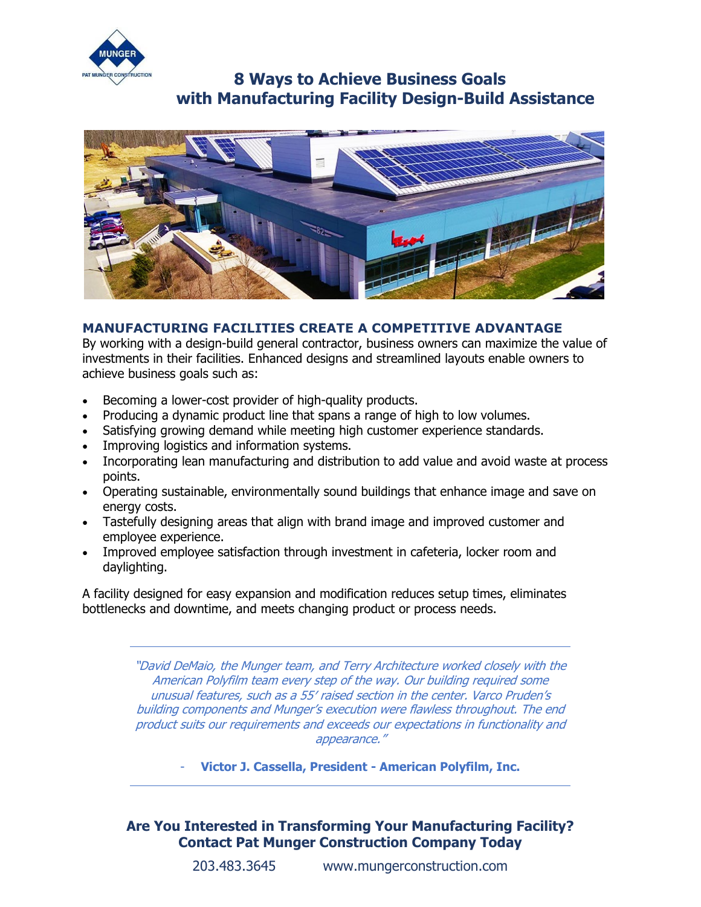# 8 Ways to Achieve Business Goals with Manufacturing Facility Design-Build Assistance

## MANUFACTURING FACILITIES CREATE A COMPETITIVE ADVANTAGE

By working with a design-build general contractor, business owners can maximize the value of investments in their facilities. Enhanced designs and streamlined layouts enable owners to achieve business goals such as:

- Becoming a lower-cost provider of high-quality products.
- Producing a dynamic product line that spans a range of high to low volumes.
- Satisfying growing demand while meeting high customer experience standards.
- Improving logistics and information systems.
- Incorporating lean manufacturing and distribution to add value and avoid waste at process points.
- Operating sustainable, environmentally sound buildings that enhance image and save on energy costs.
- Tastefully designing areas that align with brand image and improved customer and employee experience.
- Improved employee satisfaction through investment in cafeteria, locker room and daylighting.

A facility designed for easy expansion and modification reduces setup times, eliminates bottlenecks and downtime, and meets changing product or process needs.

---

*"David DeMaio, the Munger team, and Terry Architecture worked closely with the American Polyfilm team every step of the way. Our building required some unusual features, such as a 55' raised section in the center. Varco Pruden's building components and Munger's execution were flawless throughout. The end product suits our requirements and exceeds our expectations in functionality and appearance."*

- **Victor J. Cassella, President - American Polyfilm, Inc.**

---

## Are You Interested in Transforming Your Manufacturing Facility? Contact Pat Munger Construction Company Today

203.483.3645 www.mungerconstruction.com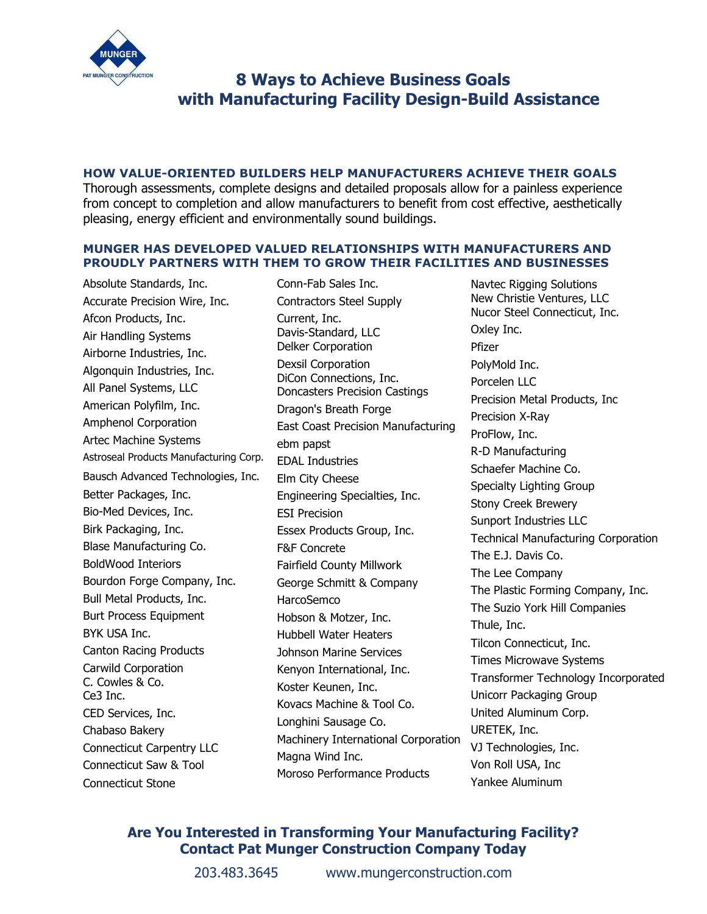MUNGER
PAT MUNGER CONSTRUCTION

# 8 Ways to Achieve Business Goals with Manufacturing Facility Design-Build Assistance

## HOW VALUE-ORIENTED BUILDERS HELP MANUFACTURERS ACHIEVE THEIR GOALS

Thorough assessments, complete designs and detailed proposals allow for a painless experience from concept to completion and allow manufacturers to benefit from cost effective, aesthetically pleasing, energy efficient and environmentally sound buildings.

## MUNGER HAS DEVELOPED VALUED RELATIONSHIPS WITH MANUFACTURERS AND PROUDLY PARTNERS WITH THEM TO GROW THEIR FACILITIES AND BUSINESSES

Absolute Standards, Inc.
Accurate Precision Wire, Inc.
Afcon Products, Inc.
Air Handling Systems
Airborne Industries, Inc.
Algonquin Industries, Inc.
All Panel Systems, LLC
American Polyfilm, Inc.
Amphenol Corporation
Artec Machine Systems
Astroseal Products Manufacturing Corp.
Bausch Advanced Technologies, Inc.
Better Packages, Inc.
Bio-Med Devices, Inc.
Birk Packaging, Inc.
Blase Manufacturing Co.
BoldWood Interiors
Bourdon Forge Company, Inc.
Bull Metal Products, Inc.
Burt Process Equipment
BYK USA Inc.
Canton Racing Products
Carwild Corporation
C. Cowles & Co.
Ce3 Inc.
CED Services, Inc.
Chabaso Bakery
Connecticut Carpentry LLC
Connecticut Saw & Tool
Connecticut Stone
Conn-Fab Sales Inc.
Contractors Steel Supply
Current, Inc.
Davis-Standard, LLC
Delker Corporation
Dexsil Corporation
DiCon Connections, Inc.
Doncasters Precision Castings
Dragon's Breath Forge
East Coast Precision Manufacturing
ebm papst
EDAL Industries
Elm City Cheese
Engineering Specialties, Inc.
ESI Precision
Essex Products Group, Inc.
F&F Concrete
Fairfield County Millwork
George Schmitt & Company
HarcoSemco
Hobson & Motzer, Inc.
Hubbell Water Heaters
Johnson Marine Services
Kenyon International, Inc.
Koster Keunen, Inc.
Kovacs Machine & Tool Co.
Longhini Sausage Co.
Machinery International Corporation
Magna Wind Inc.
Moroso Performance Products
Navtec Rigging Solutions
New Christie Ventures, LLC
Nucor Steel Connecticut, Inc.
Oxley Inc.
Pfizer
PolyMold Inc.
Porcelen LLC
Precision Metal Products, Inc
Precision X-Ray
ProFlow, Inc.
R-D Manufacturing
Schaefer Machine Co.
Specialty Lighting Group
Stony Creek Brewery
Sunport Industries LLC
Technical Manufacturing Corporation
The E.J. Davis Co.
The Lee Company
The Plastic Forming Company, Inc.
The Suzio York Hill Companies
Thule, Inc.
Tilcon Connecticut, Inc.
Times Microwave Systems
Transformer Technology Incorporated
Unicorr Packaging Group
United Aluminum Corp.
URETEK, Inc.
VJ Technologies, Inc.
Von Roll USA, Inc
Yankee Aluminum

**Are You Interested in Transforming Your Manufacturing Facility?**
**Contact Pat Munger Construction Company Today**

203.483.3645 www.mungerconstruction.com